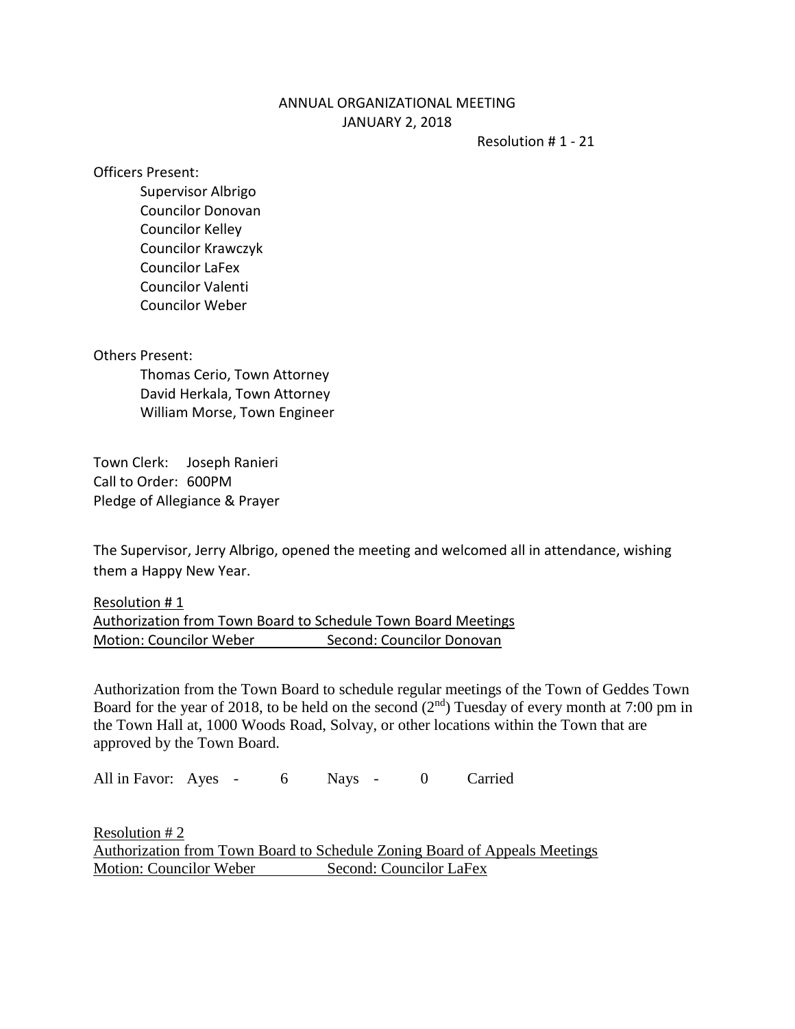ANNUAL ORGANIZATIONAL MEETING
JANUARY 2, 2018

Resolution # 1 - 21

Officers Present:

Supervisor Albrigo
Councilor Donovan
Councilor Kelley
Councilor Krawczyk
Councilor LaFex
Councilor Valenti
Councilor Weber

Others Present:

Thomas Cerio, Town Attorney
David Herkala, Town Attorney
William Morse, Town Engineer

Town Clerk: Joseph Ranieri
Call to Order: 600PM
Pledge of Allegiance & Prayer

The Supervisor, Jerry Albrigo, opened the meeting and welcomed all in attendance, wishing them a Happy New Year.

Resolution # 1
Authorization from Town Board to Schedule Town Board Meetings
Motion: Councilor Weber Second: Councilor Donovan

Authorization from the Town Board to schedule regular meetings of the Town of Geddes Town Board for the year of 2018, to be held on the second (2nd) Tuesday of every month at 7:00 pm in the Town Hall at, 1000 Woods Road, Solvay, or other locations within the Town that are approved by the Town Board.

All in Favor: Ayes - 6 Nays - 0 Carried

Resolution # 2
Authorization from Town Board to Schedule Zoning Board of Appeals Meetings
Motion: Councilor Weber Second: Councilor LaFex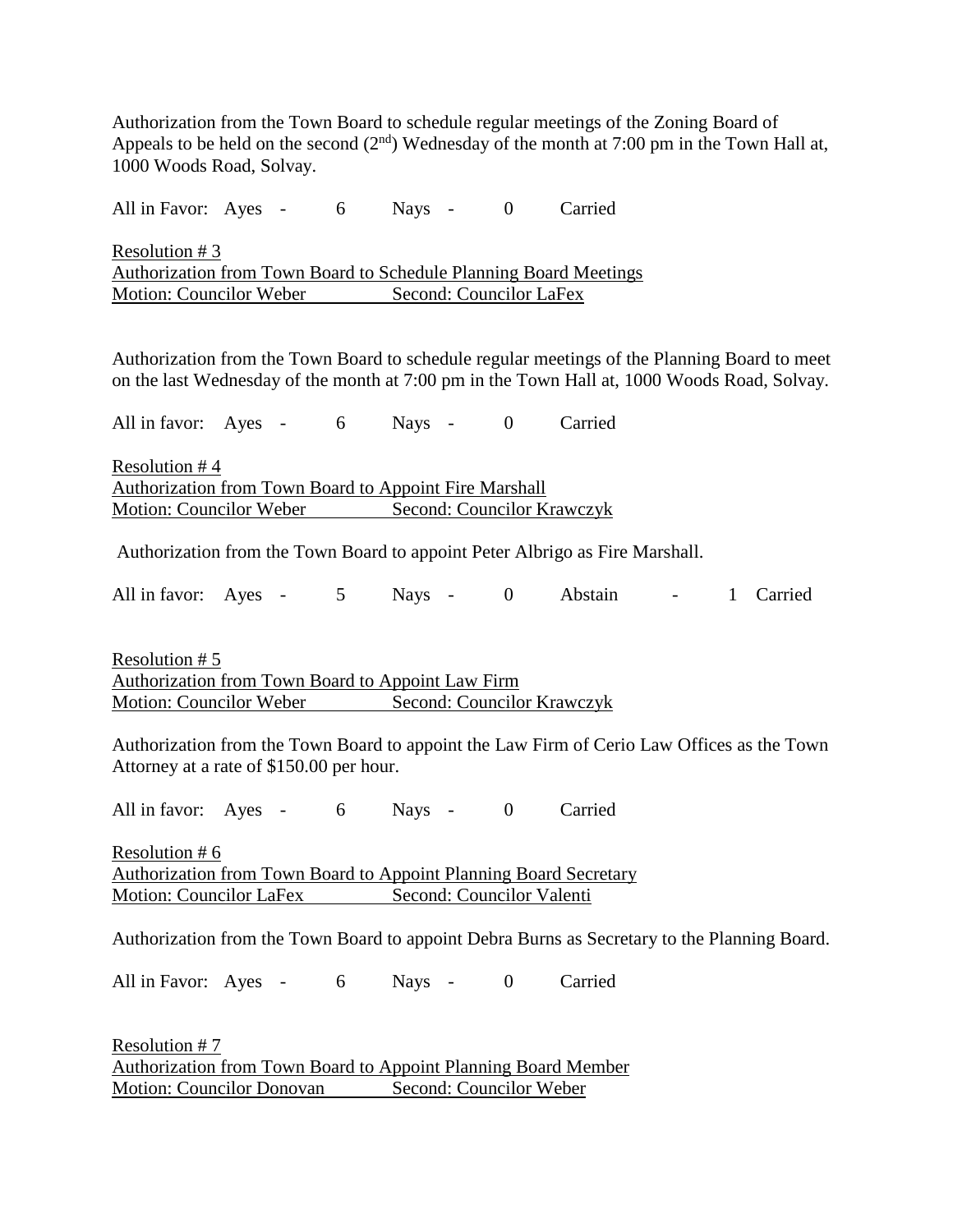Authorization from the Town Board to schedule regular meetings of the Zoning Board of Appeals to be held on the second (2nd) Wednesday of the month at 7:00 pm in the Town Hall at, 1000 Woods Road, Solvay.

All in Favor: Ayes - 6 Nays - 0 Carried

Resolution # 3
Authorization from Town Board to Schedule Planning Board Meetings
Motion: Councilor Weber Second: Councilor LaFex

Authorization from the Town Board to schedule regular meetings of the Planning Board to meet on the last Wednesday of the month at 7:00 pm in the Town Hall at, 1000 Woods Road, Solvay.

All in favor: Ayes - 6 Nays - 0 Carried

Resolution # 4
Authorization from Town Board to Appoint Fire Marshall
Motion: Councilor Weber Second: Councilor Krawczyk

Authorization from the Town Board to appoint Peter Albrigo as Fire Marshall.

All in favor: Ayes - 5 Nays - 0 Abstain - 1 Carried

Resolution # 5
Authorization from Town Board to Appoint Law Firm
Motion: Councilor Weber Second: Councilor Krawczyk

Authorization from the Town Board to appoint the Law Firm of Cerio Law Offices as the Town Attorney at a rate of $150.00 per hour.

All in favor: Ayes - 6 Nays - 0 Carried

Resolution # 6
Authorization from Town Board to Appoint Planning Board Secretary
Motion: Councilor LaFex Second: Councilor Valenti

Authorization from the Town Board to appoint Debra Burns as Secretary to the Planning Board.

All in Favor: Ayes - 6 Nays - 0 Carried

Resolution # 7
Authorization from Town Board to Appoint Planning Board Member
Motion: Councilor Donovan Second: Councilor Weber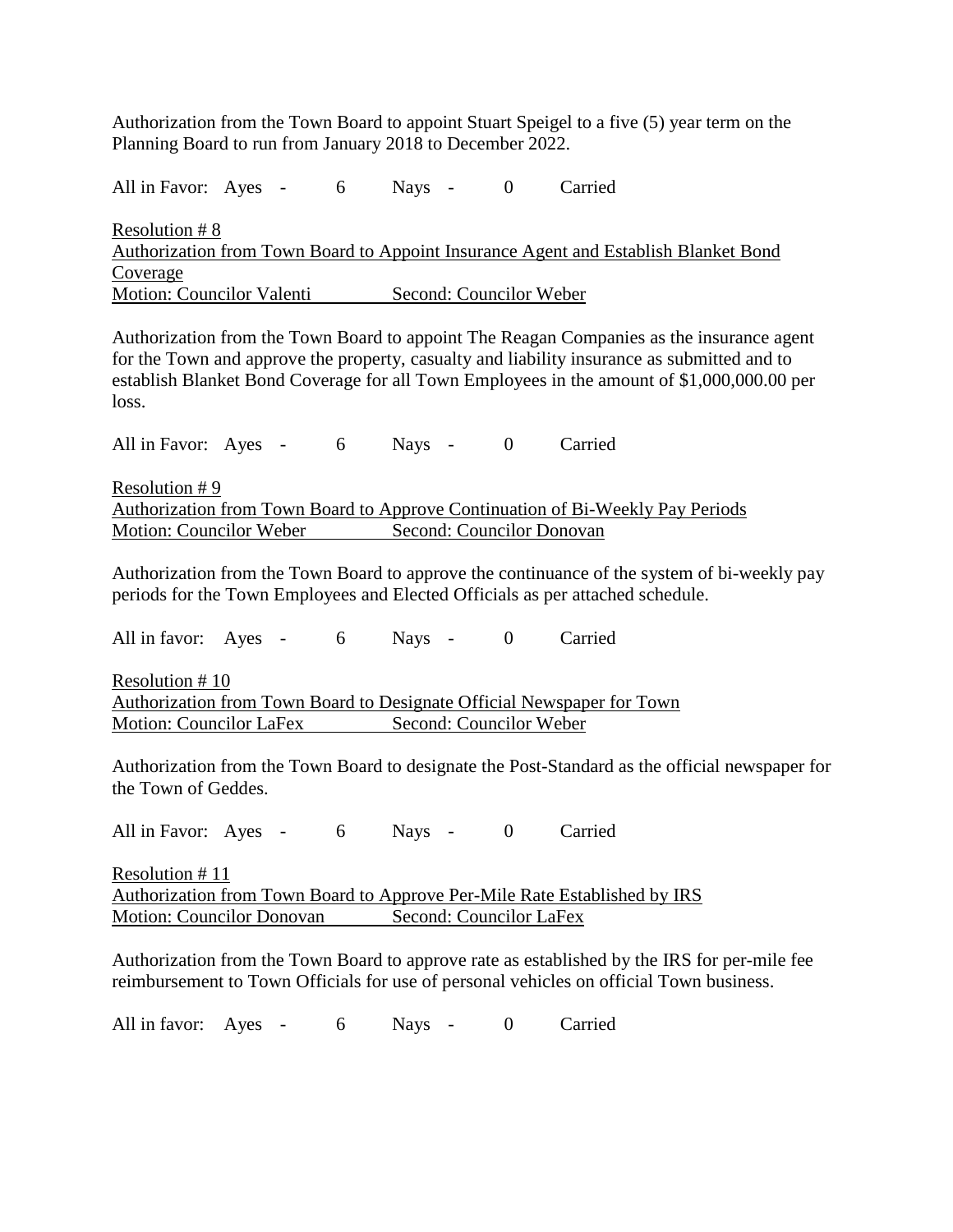Authorization from the Town Board to appoint Stuart Speigel to a five (5) year term on the Planning Board to run from January 2018 to December 2022.

All in Favor: Ayes - 6 Nays - 0 Carried

Resolution # 8
Authorization from Town Board to Appoint Insurance Agent and Establish Blanket Bond Coverage
Motion: Councilor Valenti Second: Councilor Weber

Authorization from the Town Board to appoint The Reagan Companies as the insurance agent for the Town and approve the property, casualty and liability insurance as submitted and to establish Blanket Bond Coverage for all Town Employees in the amount of $1,000,000.00 per loss.

All in Favor: Ayes - 6 Nays - 0 Carried

Resolution # 9
Authorization from Town Board to Approve Continuation of Bi-Weekly Pay Periods
Motion: Councilor Weber Second: Councilor Donovan

Authorization from the Town Board to approve the continuance of the system of bi-weekly pay periods for the Town Employees and Elected Officials as per attached schedule.

All in favor: Ayes - 6 Nays - 0 Carried

Resolution # 10
Authorization from Town Board to Designate Official Newspaper for Town
Motion: Councilor LaFex Second: Councilor Weber

Authorization from the Town Board to designate the Post-Standard as the official newspaper for the Town of Geddes.

All in Favor: Ayes - 6 Nays - 0 Carried

Resolution # 11
Authorization from Town Board to Approve Per-Mile Rate Established by IRS
Motion: Councilor Donovan Second: Councilor LaFex

Authorization from the Town Board to approve rate as established by the IRS for per-mile fee reimbursement to Town Officials for use of personal vehicles on official Town business.

All in favor: Ayes - 6 Nays - 0 Carried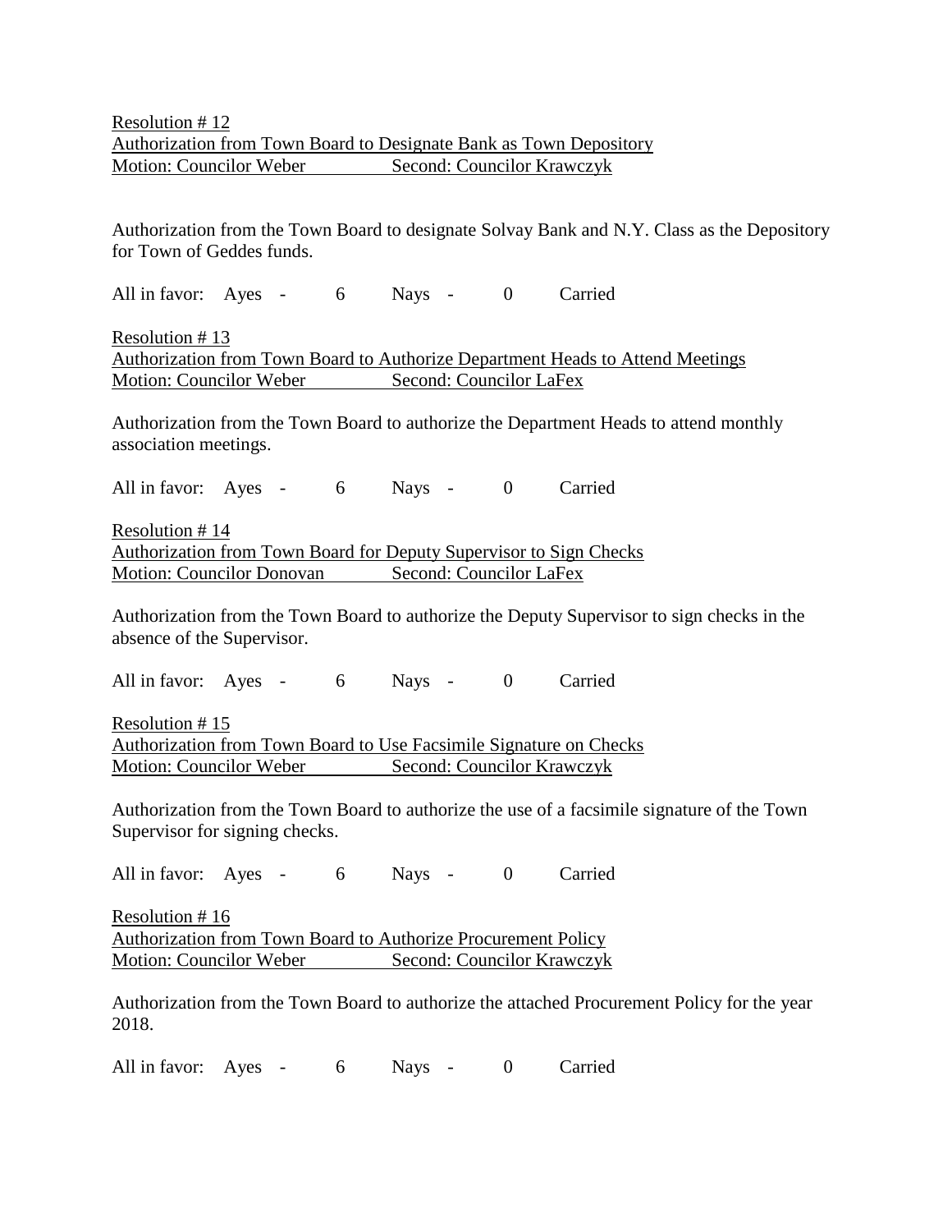Resolution # 12
Authorization from Town Board to Designate Bank as Town Depository
Motion: Councilor Weber Second: Councilor Krawczyk

Authorization from the Town Board to designate Solvay Bank and N.Y. Class as the Depository for Town of Geddes funds.

All in favor: Ayes - 6 Nays - 0 Carried

Resolution # 13
Authorization from Town Board to Authorize Department Heads to Attend Meetings
Motion: Councilor Weber Second: Councilor LaFex

Authorization from the Town Board to authorize the Department Heads to attend monthly association meetings.

All in favor: Ayes - 6 Nays - 0 Carried

Resolution # 14
Authorization from Town Board for Deputy Supervisor to Sign Checks
Motion: Councilor Donovan Second: Councilor LaFex

Authorization from the Town Board to authorize the Deputy Supervisor to sign checks in the absence of the Supervisor.

All in favor: Ayes - 6 Nays - 0 Carried

Resolution # 15
Authorization from Town Board to Use Facsimile Signature on Checks
Motion: Councilor Weber Second: Councilor Krawczyk

Authorization from the Town Board to authorize the use of a facsimile signature of the Town Supervisor for signing checks.

All in favor: Ayes - 6 Nays - 0 Carried

Resolution # 16
Authorization from Town Board to Authorize Procurement Policy
Motion: Councilor Weber Second: Councilor Krawczyk

Authorization from the Town Board to authorize the attached Procurement Policy for the year 2018.

All in favor: Ayes - 6 Nays - 0 Carried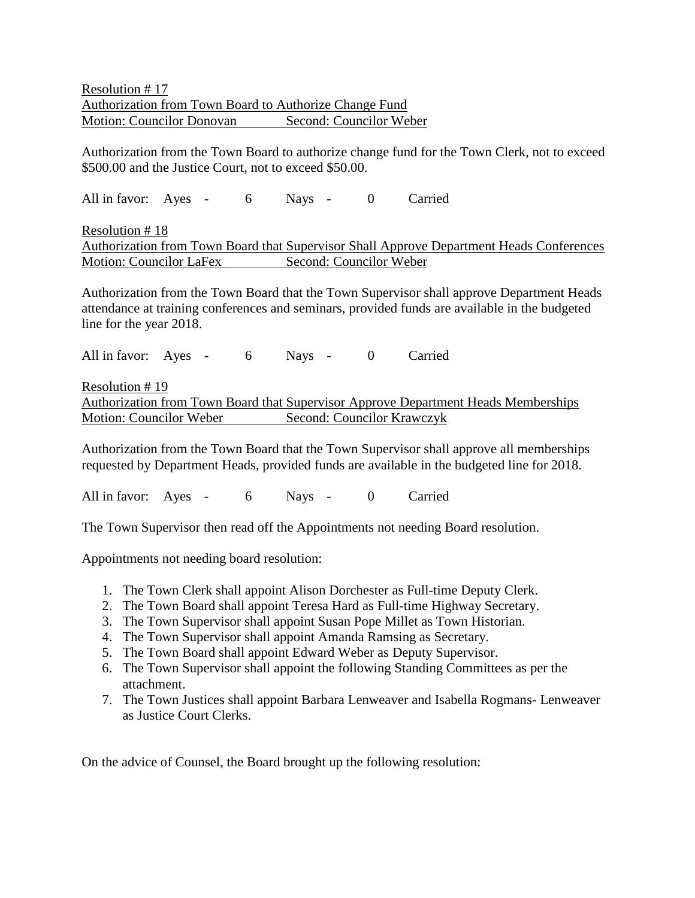Resolution # 17
Authorization from Town Board to Authorize Change Fund
Motion: Councilor Donovan Second: Councilor Weber

Authorization from the Town Board to authorize change fund for the Town Clerk, not to exceed $500.00 and the Justice Court, not to exceed $50.00.

All in favor: Ayes - 6 Nays - 0 Carried

Resolution # 18
Authorization from Town Board that Supervisor Shall Approve Department Heads Conferences
Motion: Councilor LaFex Second: Councilor Weber

Authorization from the Town Board that the Town Supervisor shall approve Department Heads attendance at training conferences and seminars, provided funds are available in the budgeted line for the year 2018.

All in favor: Ayes - 6 Nays - 0 Carried

Resolution # 19
Authorization from Town Board that Supervisor Approve Department Heads Memberships
Motion: Councilor Weber Second: Councilor Krawczyk

Authorization from the Town Board that the Town Supervisor shall approve all memberships requested by Department Heads, provided funds are available in the budgeted line for 2018.

All in favor: Ayes - 6 Nays - 0 Carried

The Town Supervisor then read off the Appointments not needing Board resolution.

Appointments not needing board resolution:

1. The Town Clerk shall appoint Alison Dorchester as Full-time Deputy Clerk.
2. The Town Board shall appoint Teresa Hard as Full-time Highway Secretary.
3. The Town Supervisor shall appoint Susan Pope Millet as Town Historian.
4. The Town Supervisor shall appoint Amanda Ramsing as Secretary.
5. The Town Board shall appoint Edward Weber as Deputy Supervisor.
6. The Town Supervisor shall appoint the following Standing Committees as per the attachment.
7. The Town Justices shall appoint Barbara Lenweaver and Isabella Rogmans- Lenweaver as Justice Court Clerks.

On the advice of Counsel, the Board brought up the following resolution: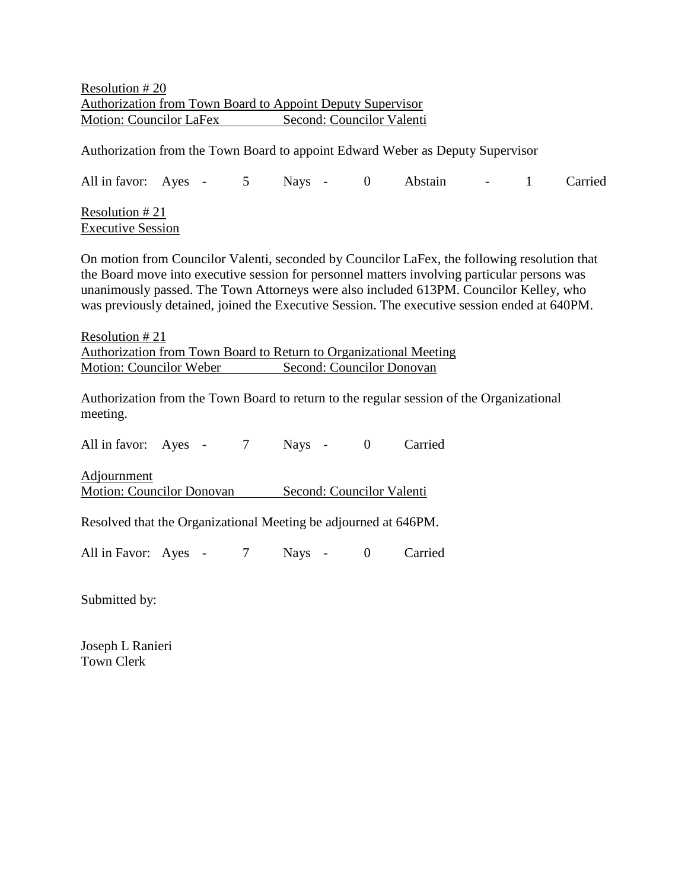Resolution # 20
Authorization from Town Board to Appoint Deputy Supervisor
Motion: Councilor LaFex Second: Councilor Valenti

Authorization from the Town Board to appoint Edward Weber as Deputy Supervisor

All in favor: Ayes - 5 Nays - 0 Abstain - 1 Carried

Resolution # 21
Executive Session

On motion from Councilor Valenti, seconded by Councilor LaFex, the following resolution that the Board move into executive session for personnel matters involving particular persons was unanimously passed. The Town Attorneys were also included 613PM. Councilor Kelley, who was previously detained, joined the Executive Session. The executive session ended at 640PM.

Resolution # 21
Authorization from Town Board to Return to Organizational Meeting
Motion: Councilor Weber Second: Councilor Donovan

Authorization from the Town Board to return to the regular session of the Organizational meeting.

All in favor: Ayes - 7 Nays - 0 Carried

Adjournment
Motion: Councilor Donovan Second: Councilor Valenti

Resolved that the Organizational Meeting be adjourned at 646PM.

All in Favor: Ayes - 7 Nays - 0 Carried

Submitted by:

Joseph L Ranieri
Town Clerk